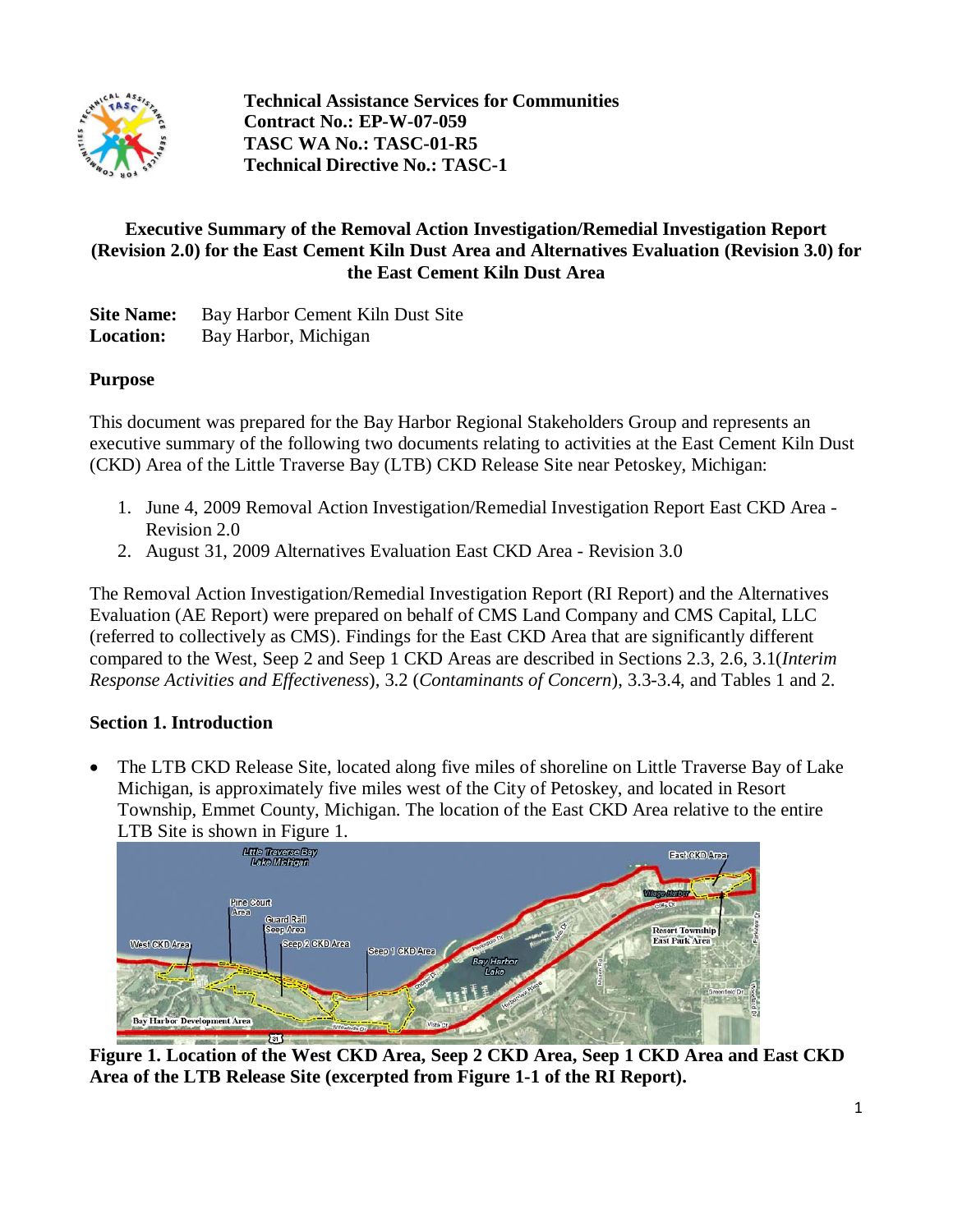**Technical Assistance Services for Communities**
**Contract No.: EP-W-07-059**
**TASC WA No.: TASC-01-R5**
**Technical Directive No.: TASC-1**

## Executive Summary of the Removal Action Investigation/Remedial Investigation Report (Revision 2.0) for the East Cement Kiln Dust Area and Alternatives Evaluation (Revision 3.0) for the East Cement Kiln Dust Area

**Site Name:** Bay Harbor Cement Kiln Dust Site
**Location:** Bay Harbor, Michigan

### Purpose

This document was prepared for the Bay Harbor Regional Stakeholders Group and represents an executive summary of the following two documents relating to activities at the East Cement Kiln Dust (CKD) Area of the Little Traverse Bay (LTB) CKD Release Site near Petoskey, Michigan:

1. June 4, 2009 Removal Action Investigation/Remedial Investigation Report East CKD Area - Revision 2.0
2. August 31, 2009 Alternatives Evaluation East CKD Area - Revision 3.0

The Removal Action Investigation/Remedial Investigation Report (RI Report) and the Alternatives Evaluation (AE Report) were prepared on behalf of CMS Land Company and CMS Capital, LLC (referred to collectively as CMS). Findings for the East CKD Area that are significantly different compared to the West, Seep 2 and Seep 1 CKD Areas are described in Sections 2.3, 2.6, 3.1(*Interim Response Activities and Effectiveness*), 3.2 (*Contaminants of Concern*), 3.3-3.4, and Tables 1 and 2.

### Section 1. Introduction

- The LTB CKD Release Site, located along five miles of shoreline on Little Traverse Bay of Lake Michigan, is approximately five miles west of the City of Petoskey, and located in Resort Township, Emmet County, Michigan. The location of the East CKD Area relative to the entire LTB Site is shown in Figure 1.

**Figure 1. Location of the West CKD Area, Seep 2 CKD Area, Seep 1 CKD Area and East CKD Area of the LTB Release Site (excerpted from Figure 1-1 of the RI Report).**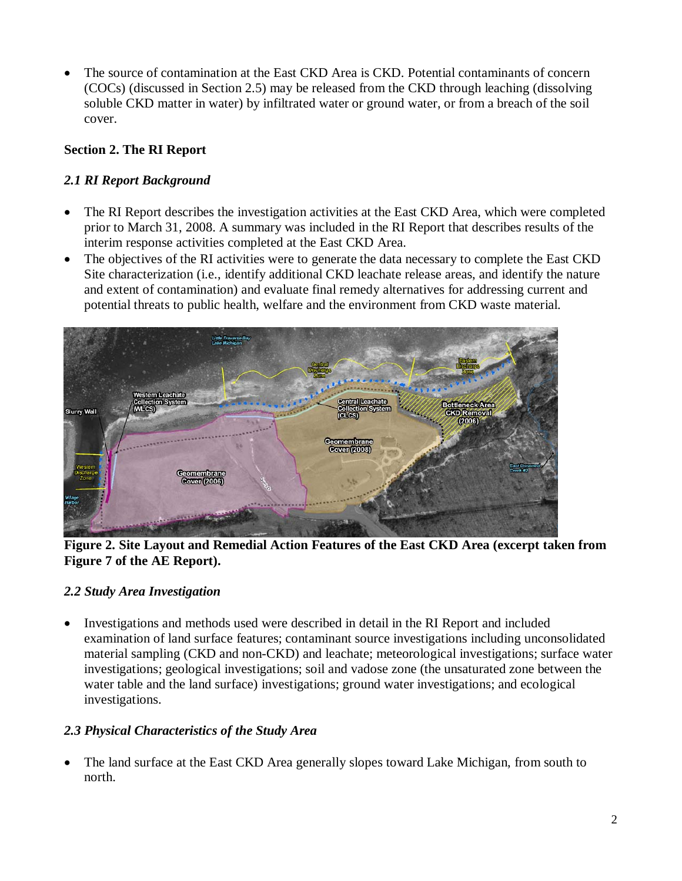- The source of contamination at the East CKD Area is CKD. Potential contaminants of concern (COCs) (discussed in Section 2.5) may be released from the CKD through leaching (dissolving soluble CKD matter in water) by infiltrated water or ground water, or from a breach of the soil cover.

## Section 2. The RI Report

### *2.1 RI Report Background*

- The RI Report describes the investigation activities at the East CKD Area, which were completed prior to March 31, 2008. A summary was included in the RI Report that describes results of the interim response activities completed at the East CKD Area.
- The objectives of the RI activities were to generate the data necessary to complete the East CKD Site characterization (i.e., identify additional CKD leachate release areas, and identify the nature and extent of contamination) and evaluate final remedy alternatives for addressing current and potential threats to public health, welfare and the environment from CKD waste material.

Little Traverse Bay
Lake Michigan

Central Discharge Zone

Eastern Discharge Zone

Western Leachate Collection System (WLCS)

Slurry Wall

Central Leachate Collection System (CLCS)

Bottleneck Area CKD Removal (2006)

Geomembrane Cover (2008)

Western Discharge Zone

Geomembrane Cover (2006)

East Unnamed Creek #2

Village Harbor

**Figure 2. Site Layout and Remedial Action Features of the East CKD Area (excerpt taken from Figure 7 of the AE Report).**

### *2.2 Study Area Investigation*

- Investigations and methods used were described in detail in the RI Report and included examination of land surface features; contaminant source investigations including unconsolidated material sampling (CKD and non-CKD) and leachate; meteorological investigations; surface water investigations; geological investigations; soil and vadose zone (the unsaturated zone between the water table and the land surface) investigations; ground water investigations; and ecological investigations.

### *2.3 Physical Characteristics of the Study Area*

- The land surface at the East CKD Area generally slopes toward Lake Michigan, from south to north.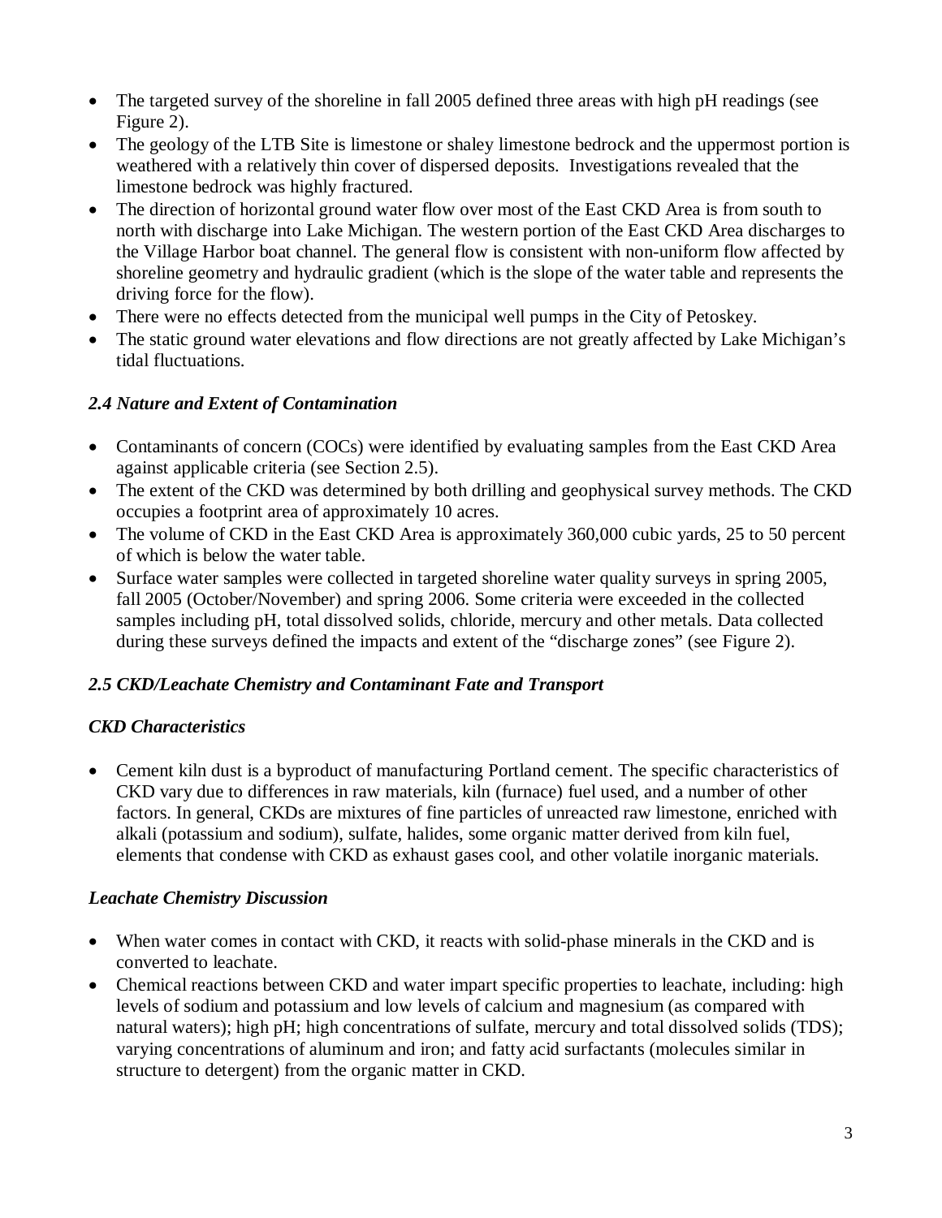- The targeted survey of the shoreline in fall 2005 defined three areas with high pH readings (see Figure 2).
- The geology of the LTB Site is limestone or shaley limestone bedrock and the uppermost portion is weathered with a relatively thin cover of dispersed deposits. Investigations revealed that the limestone bedrock was highly fractured.
- The direction of horizontal ground water flow over most of the East CKD Area is from south to north with discharge into Lake Michigan. The western portion of the East CKD Area discharges to the Village Harbor boat channel. The general flow is consistent with non-uniform flow affected by shoreline geometry and hydraulic gradient (which is the slope of the water table and represents the driving force for the flow).
- There were no effects detected from the municipal well pumps in the City of Petoskey.
- The static ground water elevations and flow directions are not greatly affected by Lake Michigan's tidal fluctuations.

### *2.4 Nature and Extent of Contamination*

- Contaminants of concern (COCs) were identified by evaluating samples from the East CKD Area against applicable criteria (see Section 2.5).
- The extent of the CKD was determined by both drilling and geophysical survey methods. The CKD occupies a footprint area of approximately 10 acres.
- The volume of CKD in the East CKD Area is approximately 360,000 cubic yards, 25 to 50 percent of which is below the water table.
- Surface water samples were collected in targeted shoreline water quality surveys in spring 2005, fall 2005 (October/November) and spring 2006. Some criteria were exceeded in the collected samples including pH, total dissolved solids, chloride, mercury and other metals. Data collected during these surveys defined the impacts and extent of the "discharge zones" (see Figure 2).

### *2.5 CKD/Leachate Chemistry and Contaminant Fate and Transport*

#### *CKD Characteristics*

- Cement kiln dust is a byproduct of manufacturing Portland cement. The specific characteristics of CKD vary due to differences in raw materials, kiln (furnace) fuel used, and a number of other factors. In general, CKDs are mixtures of fine particles of unreacted raw limestone, enriched with alkali (potassium and sodium), sulfate, halides, some organic matter derived from kiln fuel, elements that condense with CKD as exhaust gases cool, and other volatile inorganic materials.

#### *Leachate Chemistry Discussion*

- When water comes in contact with CKD, it reacts with solid-phase minerals in the CKD and is converted to leachate.
- Chemical reactions between CKD and water impart specific properties to leachate, including: high levels of sodium and potassium and low levels of calcium and magnesium (as compared with natural waters); high pH; high concentrations of sulfate, mercury and total dissolved solids (TDS); varying concentrations of aluminum and iron; and fatty acid surfactants (molecules similar in structure to detergent) from the organic matter in CKD.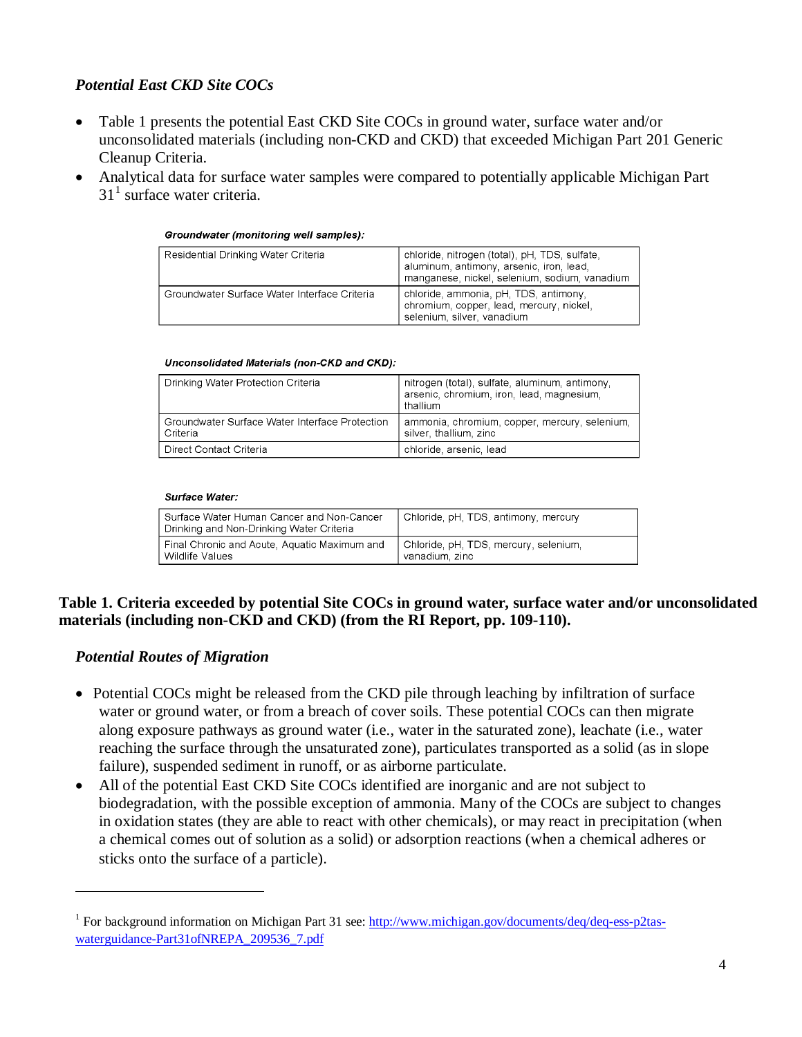### *Potential East CKD Site COCs*

- Table 1 presents the potential East CKD Site COCs in ground water, surface water and/or unconsolidated materials (including non-CKD and CKD) that exceeded Michigan Part 201 Generic Cleanup Criteria.
- Analytical data for surface water samples were compared to potentially applicable Michigan Part 31[1] surface water criteria.

***Groundwater (monitoring well samples):***

| | |
|---|---|
| Residential Drinking Water Criteria | chloride, nitrogen (total), pH, TDS, sulfate, aluminum, antimony, arsenic, iron, lead, manganese, nickel, selenium, sodium, vanadium |
| Groundwater Surface Water Interface Criteria | chloride, ammonia, pH, TDS, antimony, chromium, copper, lead, mercury, nickel, selenium, silver, vanadium |

***Unconsolidated Materials (non-CKD and CKD):***

| | |
|---|---|
| Drinking Water Protection Criteria | nitrogen (total), sulfate, aluminum, antimony, arsenic, chromium, iron, lead, magnesium, thallium |
| Groundwater Surface Water Interface Protection Criteria | ammonia, chromium, copper, mercury, selenium, silver, thallium, zinc |
| Direct Contact Criteria | chloride, arsenic, lead |

***Surface Water:***

| | |
|---|---|
| Surface Water Human Cancer and Non-Cancer Drinking and Non-Drinking Water Criteria | Chloride, pH, TDS, antimony, mercury |
| Final Chronic and Acute, Aquatic Maximum and Wildlife Values | Chloride, pH, TDS, mercury, selenium, vanadium, zinc |

**Table 1. Criteria exceeded by potential Site COCs in ground water, surface water and/or unconsolidated materials (including non-CKD and CKD) (from the RI Report, pp. 109-110).**

### *Potential Routes of Migration*

- Potential COCs might be released from the CKD pile through leaching by infiltration of surface water or ground water, or from a breach of cover soils. These potential COCs can then migrate along exposure pathways as ground water (i.e., water in the saturated zone), leachate (i.e., water reaching the surface through the unsaturated zone), particulates transported as a solid (as in slope failure), suspended sediment in runoff, or as airborne particulate.
- All of the potential East CKD Site COCs identified are inorganic and are not subject to biodegradation, with the possible exception of ammonia. Many of the COCs are subject to changes in oxidation states (they are able to react with other chemicals), or may react in precipitation (when a chemical comes out of solution as a solid) or adsorption reactions (when a chemical adheres or sticks onto the surface of a particle).

---

[1] For background information on Michigan Part 31 see: http://www.michigan.gov/documents/deq/deq-ess-p2tas-waterguidance-Part31ofNREPA_209536_7.pdf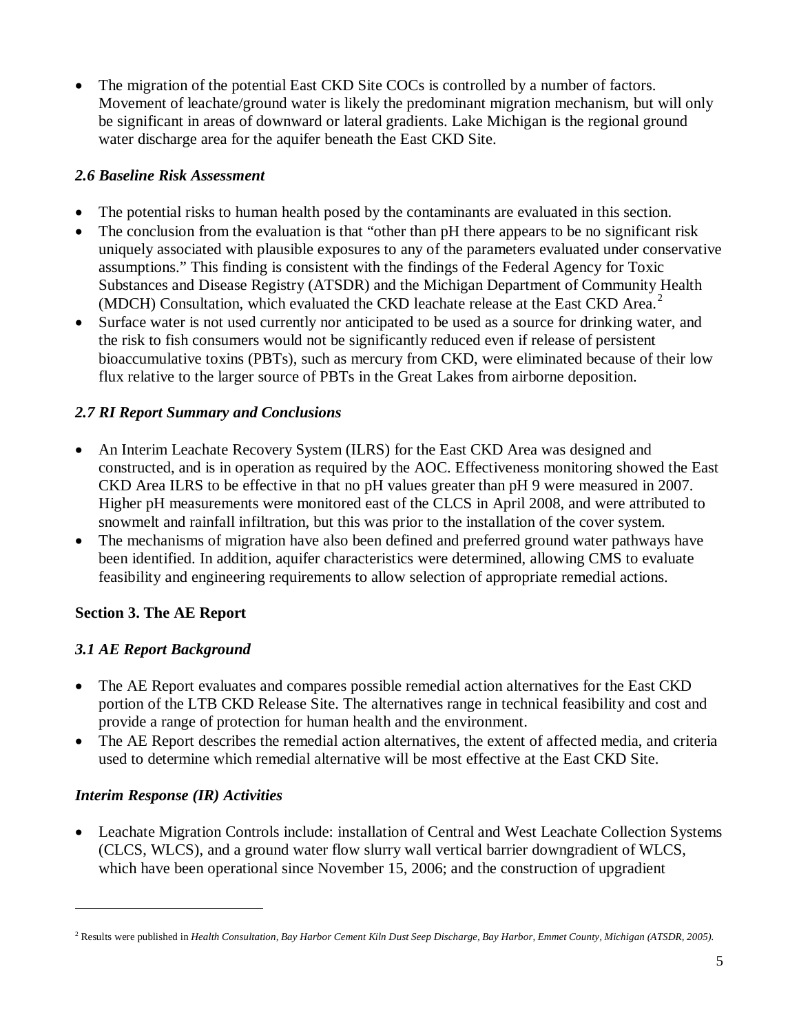- The migration of the potential East CKD Site COCs is controlled by a number of factors. Movement of leachate/ground water is likely the predominant migration mechanism, but will only be significant in areas of downward or lateral gradients. Lake Michigan is the regional ground water discharge area for the aquifer beneath the East CKD Site.

### *2.6 Baseline Risk Assessment*

- The potential risks to human health posed by the contaminants are evaluated in this section.
- The conclusion from the evaluation is that "other than pH there appears to be no significant risk uniquely associated with plausible exposures to any of the parameters evaluated under conservative assumptions." This finding is consistent with the findings of the Federal Agency for Toxic Substances and Disease Registry (ATSDR) and the Michigan Department of Community Health (MDCH) Consultation, which evaluated the CKD leachate release at the East CKD Area.[2]
- Surface water is not used currently nor anticipated to be used as a source for drinking water, and the risk to fish consumers would not be significantly reduced even if release of persistent bioaccumulative toxins (PBTs), such as mercury from CKD, were eliminated because of their low flux relative to the larger source of PBTs in the Great Lakes from airborne deposition.

### *2.7 RI Report Summary and Conclusions*

- An Interim Leachate Recovery System (ILRS) for the East CKD Area was designed and constructed, and is in operation as required by the AOC. Effectiveness monitoring showed the East CKD Area ILRS to be effective in that no pH values greater than pH 9 were measured in 2007. Higher pH measurements were monitored east of the CLCS in April 2008, and were attributed to snowmelt and rainfall infiltration, but this was prior to the installation of the cover system.
- The mechanisms of migration have also been defined and preferred ground water pathways have been identified. In addition, aquifer characteristics were determined, allowing CMS to evaluate feasibility and engineering requirements to allow selection of appropriate remedial actions.

## Section 3. The AE Report

### *3.1 AE Report Background*

- The AE Report evaluates and compares possible remedial action alternatives for the East CKD portion of the LTB CKD Release Site. The alternatives range in technical feasibility and cost and provide a range of protection for human health and the environment.
- The AE Report describes the remedial action alternatives, the extent of affected media, and criteria used to determine which remedial alternative will be most effective at the East CKD Site.

### *Interim Response (IR) Activities*

- Leachate Migration Controls include: installation of Central and West Leachate Collection Systems (CLCS, WLCS), and a ground water flow slurry wall vertical barrier downgradient of WLCS, which have been operational since November 15, 2006; and the construction of upgradient

[2] Results were published in *Health Consultation, Bay Harbor Cement Kiln Dust Seep Discharge, Bay Harbor, Emmet County, Michigan (ATSDR, 2005).*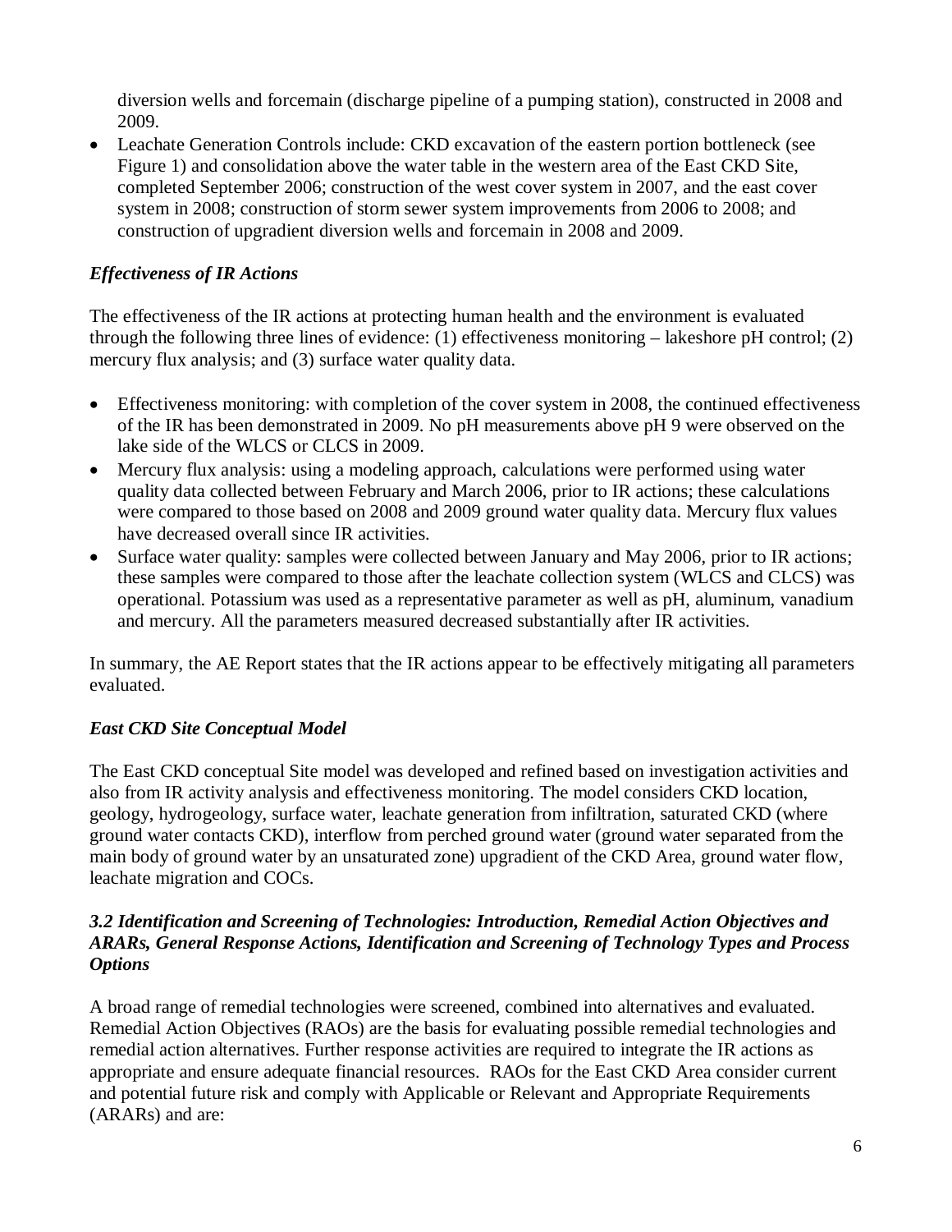diversion wells and forcemain (discharge pipeline of a pumping station), constructed in 2008 and 2009.

- Leachate Generation Controls include: CKD excavation of the eastern portion bottleneck (see Figure 1) and consolidation above the water table in the western area of the East CKD Site, completed September 2006; construction of the west cover system in 2007, and the east cover system in 2008; construction of storm sewer system improvements from 2006 to 2008; and construction of upgradient diversion wells and forcemain in 2008 and 2009.

### *Effectiveness of IR Actions*

The effectiveness of the IR actions at protecting human health and the environment is evaluated through the following three lines of evidence: (1) effectiveness monitoring – lakeshore pH control; (2) mercury flux analysis; and (3) surface water quality data.

- Effectiveness monitoring: with completion of the cover system in 2008, the continued effectiveness of the IR has been demonstrated in 2009. No pH measurements above pH 9 were observed on the lake side of the WLCS or CLCS in 2009.
- Mercury flux analysis: using a modeling approach, calculations were performed using water quality data collected between February and March 2006, prior to IR actions; these calculations were compared to those based on 2008 and 2009 ground water quality data. Mercury flux values have decreased overall since IR activities.
- Surface water quality: samples were collected between January and May 2006, prior to IR actions; these samples were compared to those after the leachate collection system (WLCS and CLCS) was operational. Potassium was used as a representative parameter as well as pH, aluminum, vanadium and mercury. All the parameters measured decreased substantially after IR activities.

In summary, the AE Report states that the IR actions appear to be effectively mitigating all parameters evaluated.

### *East CKD Site Conceptual Model*

The East CKD conceptual Site model was developed and refined based on investigation activities and also from IR activity analysis and effectiveness monitoring. The model considers CKD location, geology, hydrogeology, surface water, leachate generation from infiltration, saturated CKD (where ground water contacts CKD), interflow from perched ground water (ground water separated from the main body of ground water by an unsaturated zone) upgradient of the CKD Area, ground water flow, leachate migration and COCs.

### *3.2 Identification and Screening of Technologies: Introduction, Remedial Action Objectives and ARARs, General Response Actions, Identification and Screening of Technology Types and Process Options*

A broad range of remedial technologies were screened, combined into alternatives and evaluated. Remedial Action Objectives (RAOs) are the basis for evaluating possible remedial technologies and remedial action alternatives. Further response activities are required to integrate the IR actions as appropriate and ensure adequate financial resources. RAOs for the East CKD Area consider current and potential future risk and comply with Applicable or Relevant and Appropriate Requirements (ARARs) and are: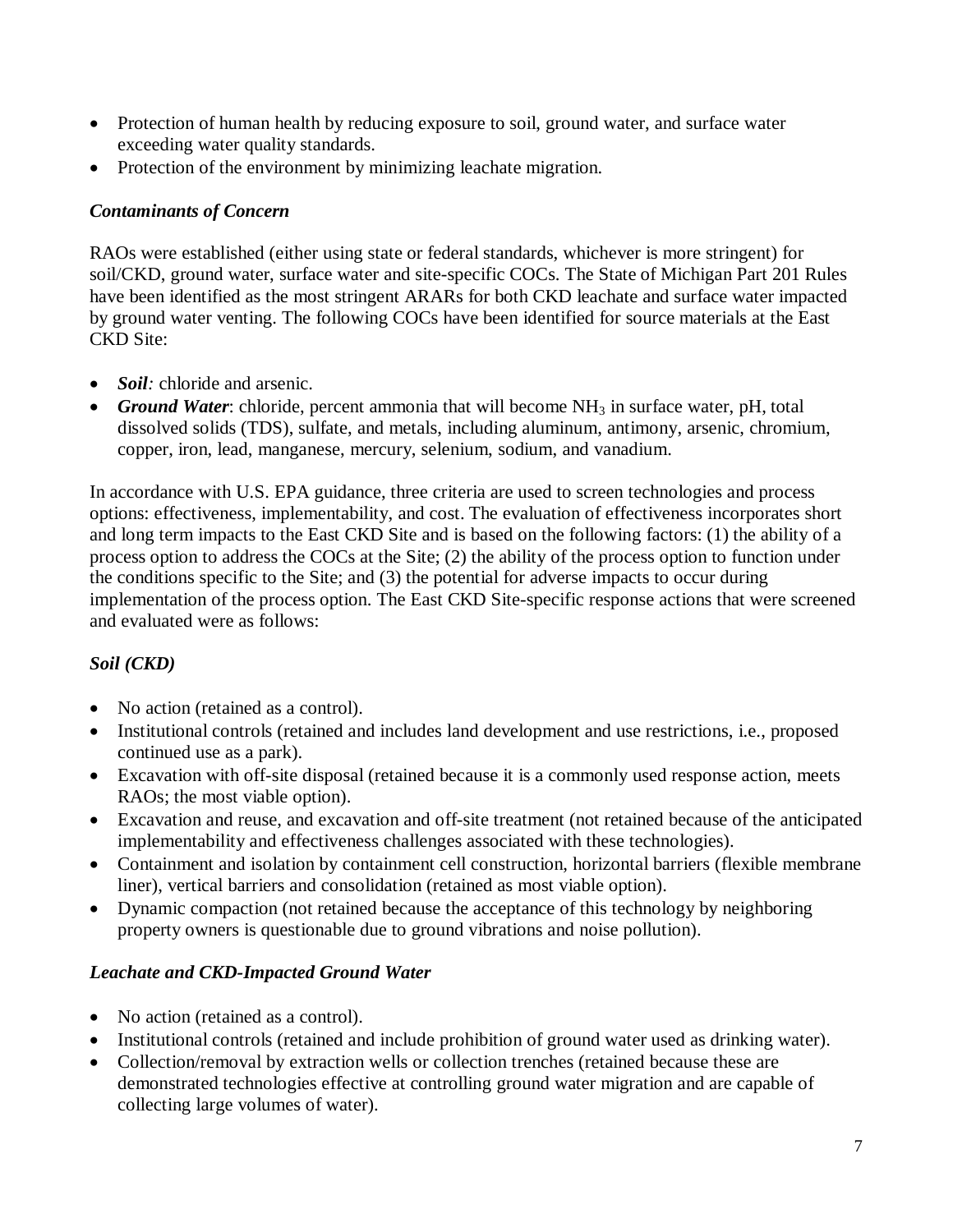- Protection of human health by reducing exposure to soil, ground water, and surface water exceeding water quality standards.
- Protection of the environment by minimizing leachate migration.

### *Contaminants of Concern*

RAOs were established (either using state or federal standards, whichever is more stringent) for soil/CKD, ground water, surface water and site-specific COCs. The State of Michigan Part 201 Rules have been identified as the most stringent ARARs for both CKD leachate and surface water impacted by ground water venting. The following COCs have been identified for source materials at the East CKD Site:

- ***Soil****:* chloride and arsenic.
- ***Ground Water***: chloride, percent ammonia that will become $NH_3$ in surface water, pH, total dissolved solids (TDS), sulfate, and metals, including aluminum, antimony, arsenic, chromium, copper, iron, lead, manganese, mercury, selenium, sodium, and vanadium.

In accordance with U.S. EPA guidance, three criteria are used to screen technologies and process options: effectiveness, implementability, and cost. The evaluation of effectiveness incorporates short and long term impacts to the East CKD Site and is based on the following factors: (1) the ability of a process option to address the COCs at the Site; (2) the ability of the process option to function under the conditions specific to the Site; and (3) the potential for adverse impacts to occur during implementation of the process option. The East CKD Site-specific response actions that were screened and evaluated were as follows:

### *Soil (CKD)*

- No action (retained as a control).
- Institutional controls (retained and includes land development and use restrictions, i.e., proposed continued use as a park).
- Excavation with off-site disposal (retained because it is a commonly used response action, meets RAOs; the most viable option).
- Excavation and reuse, and excavation and off-site treatment (not retained because of the anticipated implementability and effectiveness challenges associated with these technologies).
- Containment and isolation by containment cell construction, horizontal barriers (flexible membrane liner), vertical barriers and consolidation (retained as most viable option).
- Dynamic compaction (not retained because the acceptance of this technology by neighboring property owners is questionable due to ground vibrations and noise pollution).

### *Leachate and CKD-Impacted Ground Water*

- No action (retained as a control).
- Institutional controls (retained and include prohibition of ground water used as drinking water).
- Collection/removal by extraction wells or collection trenches (retained because these are demonstrated technologies effective at controlling ground water migration and are capable of collecting large volumes of water).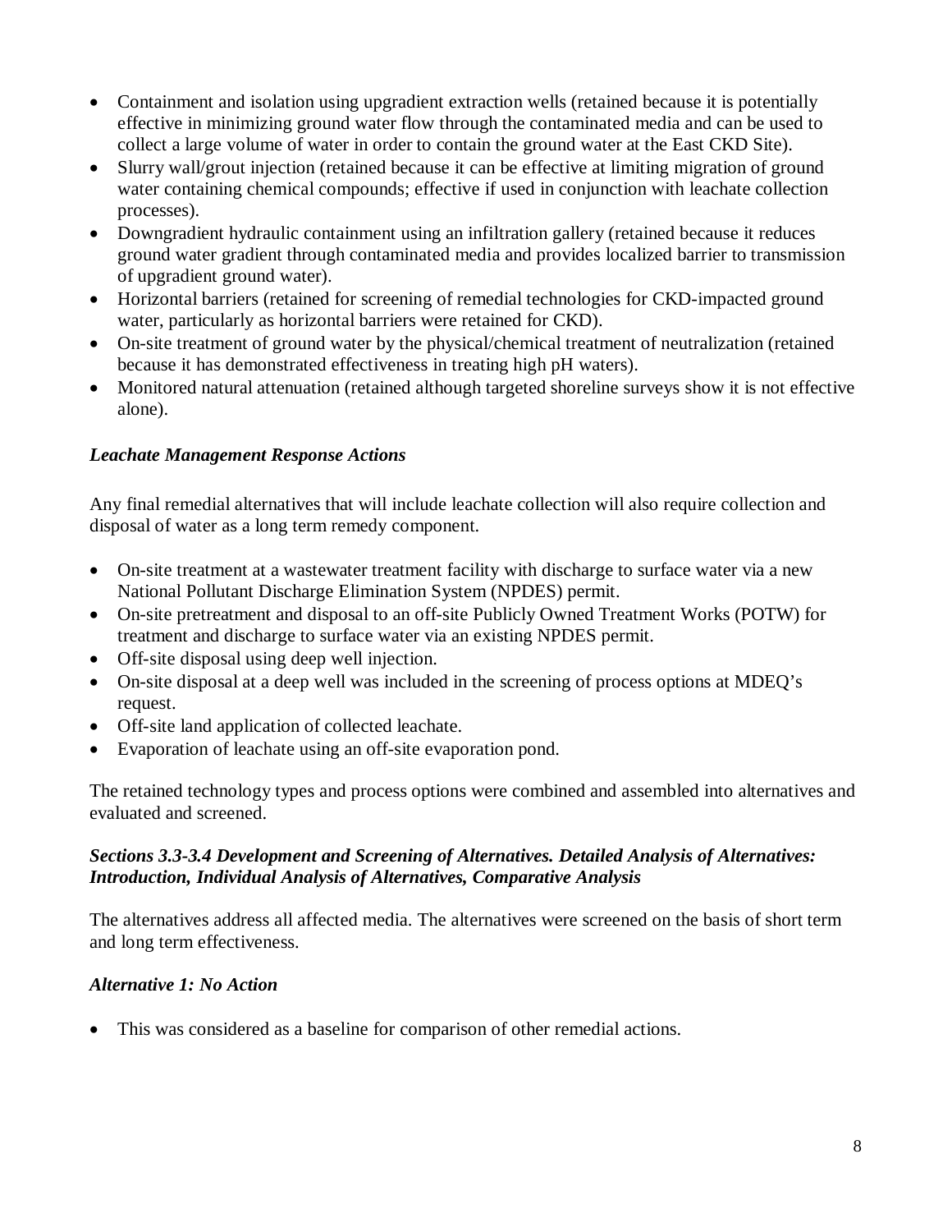- Containment and isolation using upgradient extraction wells (retained because it is potentially effective in minimizing ground water flow through the contaminated media and can be used to collect a large volume of water in order to contain the ground water at the East CKD Site).
- Slurry wall/grout injection (retained because it can be effective at limiting migration of ground water containing chemical compounds; effective if used in conjunction with leachate collection processes).
- Downgradient hydraulic containment using an infiltration gallery (retained because it reduces ground water gradient through contaminated media and provides localized barrier to transmission of upgradient ground water).
- Horizontal barriers (retained for screening of remedial technologies for CKD-impacted ground water, particularly as horizontal barriers were retained for CKD).
- On-site treatment of ground water by the physical/chemical treatment of neutralization (retained because it has demonstrated effectiveness in treating high pH waters).
- Monitored natural attenuation (retained although targeted shoreline surveys show it is not effective alone).

*Leachate Management Response Actions*

Any final remedial alternatives that will include leachate collection will also require collection and disposal of water as a long term remedy component.

- On-site treatment at a wastewater treatment facility with discharge to surface water via a new National Pollutant Discharge Elimination System (NPDES) permit.
- On-site pretreatment and disposal to an off-site Publicly Owned Treatment Works (POTW) for treatment and discharge to surface water via an existing NPDES permit.
- Off-site disposal using deep well injection.
- On-site disposal at a deep well was included in the screening of process options at MDEQ's request.
- Off-site land application of collected leachate.
- Evaporation of leachate using an off-site evaporation pond.

The retained technology types and process options were combined and assembled into alternatives and evaluated and screened.

***Sections 3.3-3.4 Development and Screening of Alternatives. Detailed Analysis of Alternatives: Introduction, Individual Analysis of Alternatives, Comparative Analysis***

The alternatives address all affected media. The alternatives were screened on the basis of short term and long term effectiveness.

***Alternative 1: No Action***

- This was considered as a baseline for comparison of other remedial actions.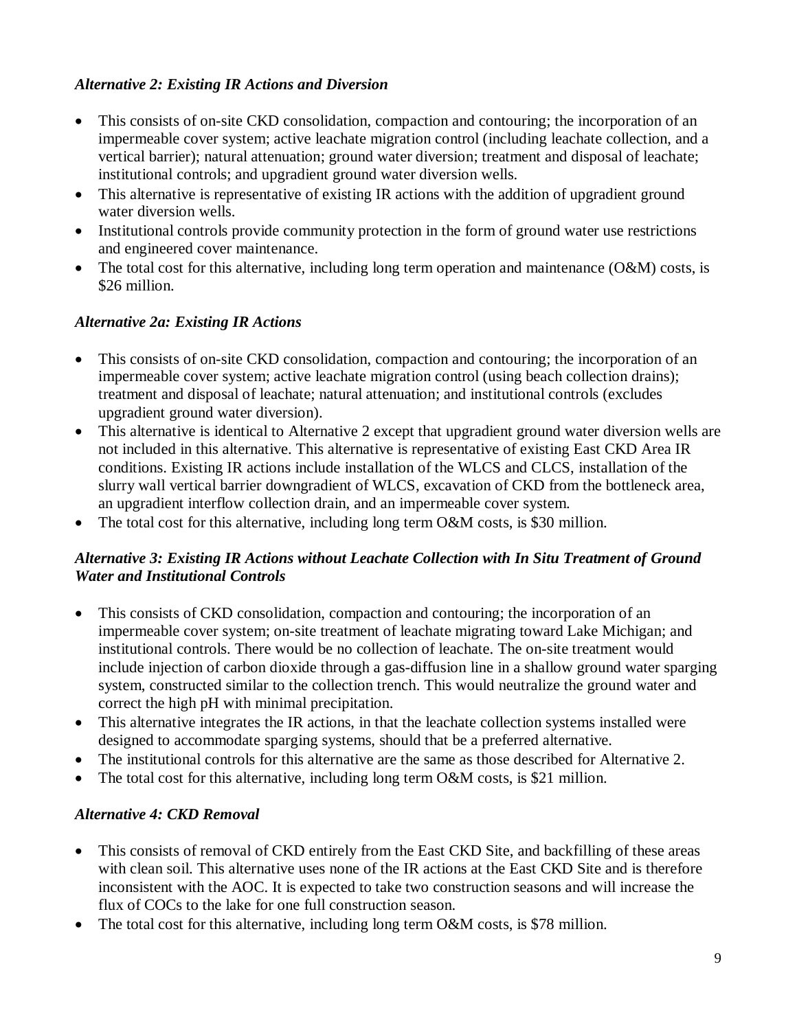***Alternative 2: Existing IR Actions and Diversion***

- This consists of on-site CKD consolidation, compaction and contouring; the incorporation of an impermeable cover system; active leachate migration control (including leachate collection, and a vertical barrier); natural attenuation; ground water diversion; treatment and disposal of leachate; institutional controls; and upgradient ground water diversion wells.
- This alternative is representative of existing IR actions with the addition of upgradient ground water diversion wells.
- Institutional controls provide community protection in the form of ground water use restrictions and engineered cover maintenance.
- The total cost for this alternative, including long term operation and maintenance (O&M) costs, is $26 million.

***Alternative 2a: Existing IR Actions***

- This consists of on-site CKD consolidation, compaction and contouring; the incorporation of an impermeable cover system; active leachate migration control (using beach collection drains); treatment and disposal of leachate; natural attenuation; and institutional controls (excludes upgradient ground water diversion).
- This alternative is identical to Alternative 2 except that upgradient ground water diversion wells are not included in this alternative. This alternative is representative of existing East CKD Area IR conditions. Existing IR actions include installation of the WLCS and CLCS, installation of the slurry wall vertical barrier downgradient of WLCS, excavation of CKD from the bottleneck area, an upgradient interflow collection drain, and an impermeable cover system.
- The total cost for this alternative, including long term O&M costs, is $30 million.

***Alternative 3: Existing IR Actions without Leachate Collection with In Situ Treatment of Ground Water and Institutional Controls***

- This consists of CKD consolidation, compaction and contouring; the incorporation of an impermeable cover system; on-site treatment of leachate migrating toward Lake Michigan; and institutional controls. There would be no collection of leachate. The on-site treatment would include injection of carbon dioxide through a gas-diffusion line in a shallow ground water sparging system, constructed similar to the collection trench. This would neutralize the ground water and correct the high pH with minimal precipitation.
- This alternative integrates the IR actions, in that the leachate collection systems installed were designed to accommodate sparging systems, should that be a preferred alternative.
- The institutional controls for this alternative are the same as those described for Alternative 2.
- The total cost for this alternative, including long term O&M costs, is $21 million.

***Alternative 4: CKD Removal***

- This consists of removal of CKD entirely from the East CKD Site, and backfilling of these areas with clean soil. This alternative uses none of the IR actions at the East CKD Site and is therefore inconsistent with the AOC. It is expected to take two construction seasons and will increase the flux of COCs to the lake for one full construction season.
- The total cost for this alternative, including long term O&M costs, is $78 million.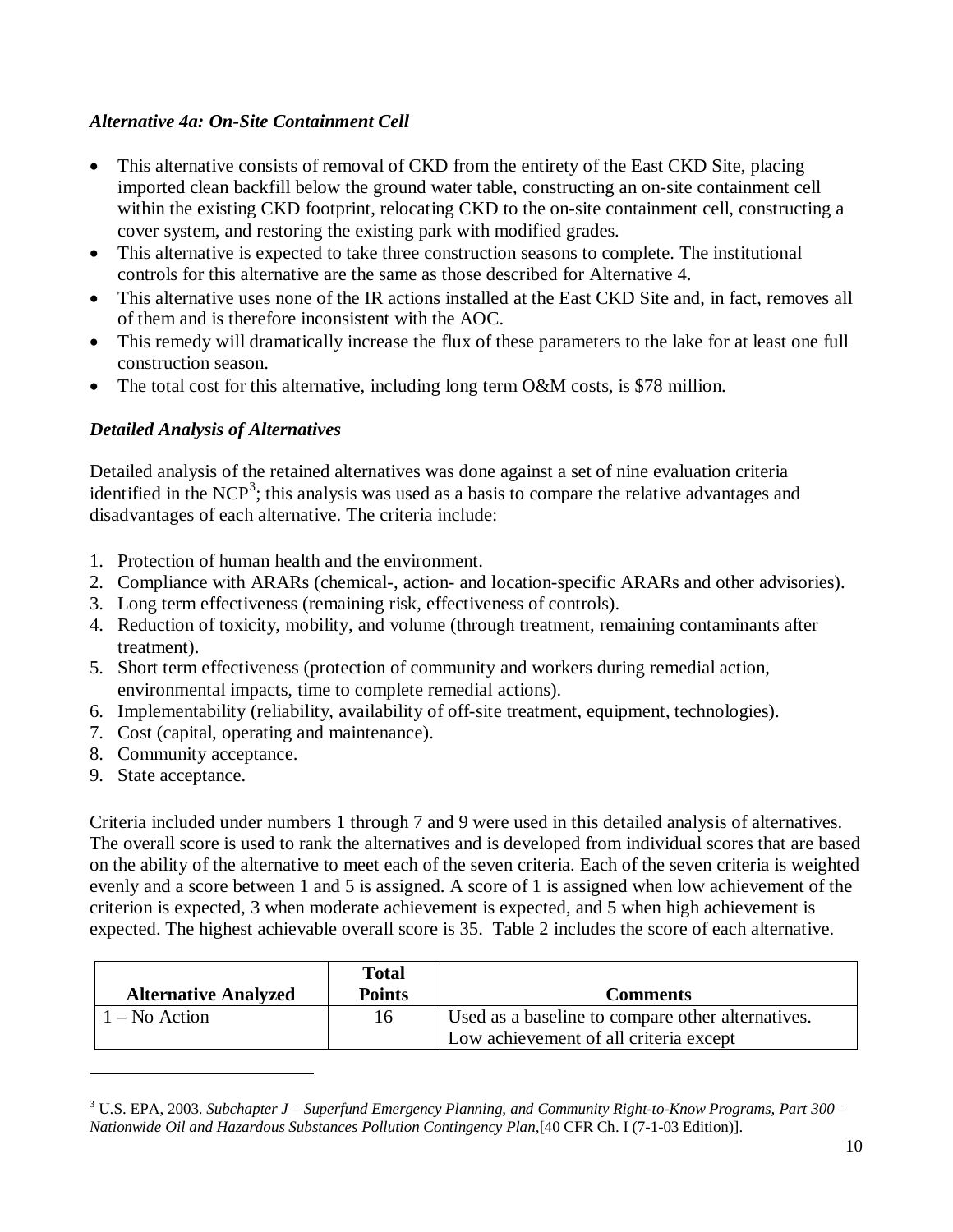### *Alternative 4a: On-Site Containment Cell*

- This alternative consists of removal of CKD from the entirety of the East CKD Site, placing imported clean backfill below the ground water table, constructing an on-site containment cell within the existing CKD footprint, relocating CKD to the on-site containment cell, constructing a cover system, and restoring the existing park with modified grades.
- This alternative is expected to take three construction seasons to complete. The institutional controls for this alternative are the same as those described for Alternative 4.
- This alternative uses none of the IR actions installed at the East CKD Site and, in fact, removes all of them and is therefore inconsistent with the AOC.
- This remedy will dramatically increase the flux of these parameters to the lake for at least one full construction season.
- The total cost for this alternative, including long term O&M costs, is $78 million.

### *Detailed Analysis of Alternatives*

Detailed analysis of the retained alternatives was done against a set of nine evaluation criteria identified in the NCP[3]; this analysis was used as a basis to compare the relative advantages and disadvantages of each alternative. The criteria include:

1. Protection of human health and the environment.
2. Compliance with ARARs (chemical-, action- and location-specific ARARs and other advisories).
3. Long term effectiveness (remaining risk, effectiveness of controls).
4. Reduction of toxicity, mobility, and volume (through treatment, remaining contaminants after treatment).
5. Short term effectiveness (protection of community and workers during remedial action, environmental impacts, time to complete remedial actions).
6. Implementability (reliability, availability of off-site treatment, equipment, technologies).
7. Cost (capital, operating and maintenance).
8. Community acceptance.
9. State acceptance.

Criteria included under numbers 1 through 7 and 9 were used in this detailed analysis of alternatives. The overall score is used to rank the alternatives and is developed from individual scores that are based on the ability of the alternative to meet each of the seven criteria. Each of the seven criteria is weighted evenly and a score between 1 and 5 is assigned. A score of 1 is assigned when low achievement of the criterion is expected, 3 when moderate achievement is expected, and 5 when high achievement is expected. The highest achievable overall score is 35. Table 2 includes the score of each alternative.

| Alternative Analyzed | Total Points | Comments |
|---|---|---|
| 1 – No Action | 16 | Used as a baseline to compare other alternatives. Low achievement of all criteria except |

[3] U.S. EPA, 2003. *Subchapter J – Superfund Emergency Planning, and Community Right-to-Know Programs, Part 300 – Nationwide Oil and Hazardous Substances Pollution Contingency Plan*,[40 CFR Ch. I (7-1-03 Edition)].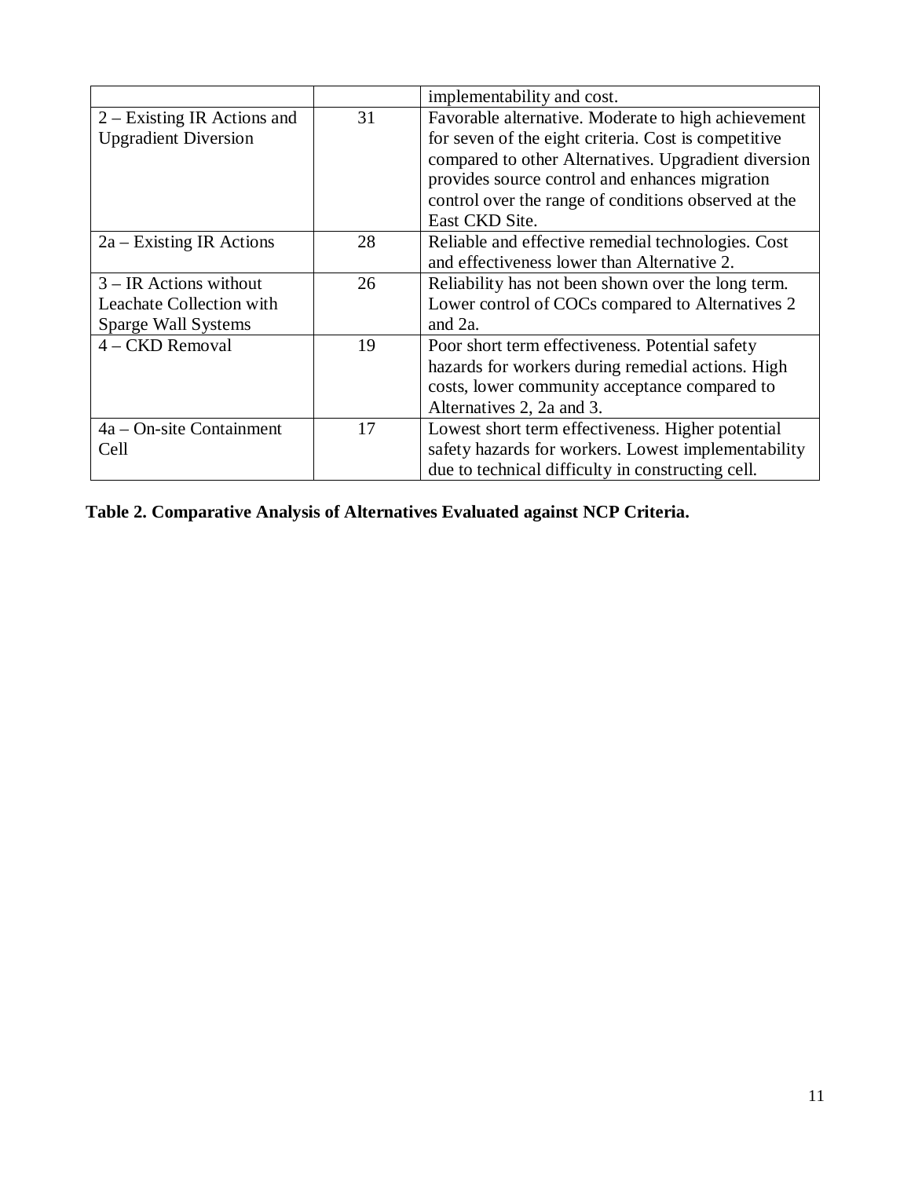| | | |
|---|---|---|
| | | implementability and cost. |
| 2 – Existing IR Actions and Upgradient Diversion | 31 | Favorable alternative. Moderate to high achievement for seven of the eight criteria. Cost is competitive compared to other Alternatives. Upgradient diversion provides source control and enhances migration control over the range of conditions observed at the East CKD Site. |
| 2a – Existing IR Actions | 28 | Reliable and effective remedial technologies. Cost and effectiveness lower than Alternative 2. |
| 3 – IR Actions without Leachate Collection with Sparge Wall Systems | 26 | Reliability has not been shown over the long term. Lower control of COCs compared to Alternatives 2 and 2a. |
| 4 – CKD Removal | 19 | Poor short term effectiveness. Potential safety hazards for workers during remedial actions. High costs, lower community acceptance compared to Alternatives 2, 2a and 3. |
| 4a – On-site Containment Cell | 17 | Lowest short term effectiveness. Higher potential safety hazards for workers. Lowest implementability due to technical difficulty in constructing cell. |

**Table 2. Comparative Analysis of Alternatives Evaluated against NCP Criteria.**